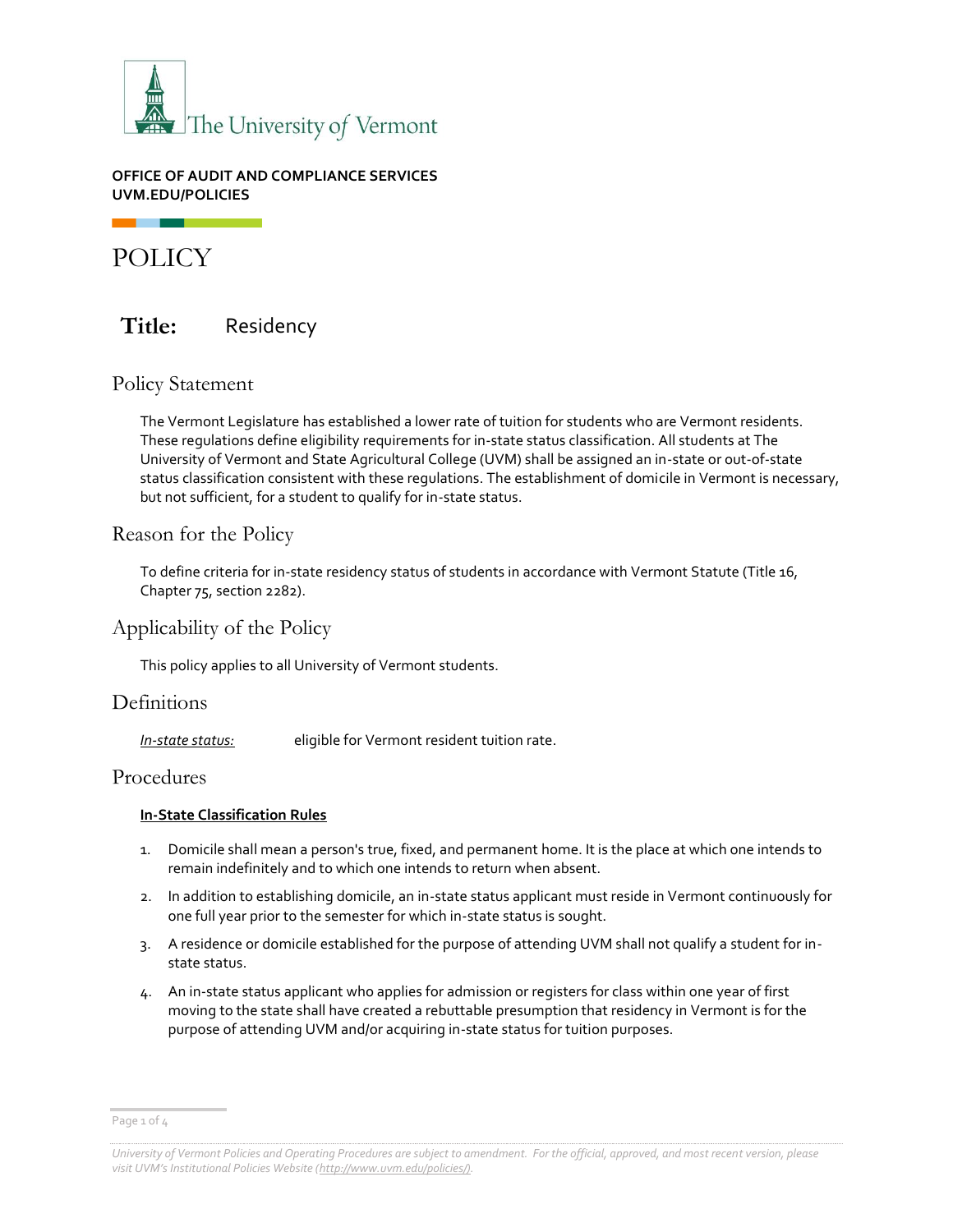The University of Vermont

**OFFICE OF AUDIT AND COMPLIANCE SERVICES**
**UVM.EDU/POLICIES**

# POLICY

## Title: Residency

## Policy Statement

The Vermont Legislature has established a lower rate of tuition for students who are Vermont residents. These regulations define eligibility requirements for in-state status classification. All students at The University of Vermont and State Agricultural College (UVM) shall be assigned an in-state or out-of-state status classification consistent with these regulations. The establishment of domicile in Vermont is necessary, but not sufficient, for a student to qualify for in-state status.

## Reason for the Policy

To define criteria for in-state residency status of students in accordance with Vermont Statute (Title 16, Chapter 75, section 2282).

## Applicability of the Policy

This policy applies to all University of Vermont students.

## Definitions

*In-state status:* eligible for Vermont resident tuition rate.

## Procedures

**In-State Classification Rules**

1. Domicile shall mean a person's true, fixed, and permanent home. It is the place at which one intends to remain indefinitely and to which one intends to return when absent.
2. In addition to establishing domicile, an in-state status applicant must reside in Vermont continuously for one full year prior to the semester for which in-state status is sought.
3. A residence or domicile established for the purpose of attending UVM shall not qualify a student for in-state status.
4. An in-state status applicant who applies for admission or registers for class within one year of first moving to the state shall have created a rebuttable presumption that residency in Vermont is for the purpose of attending UVM and/or acquiring in-state status for tuition purposes.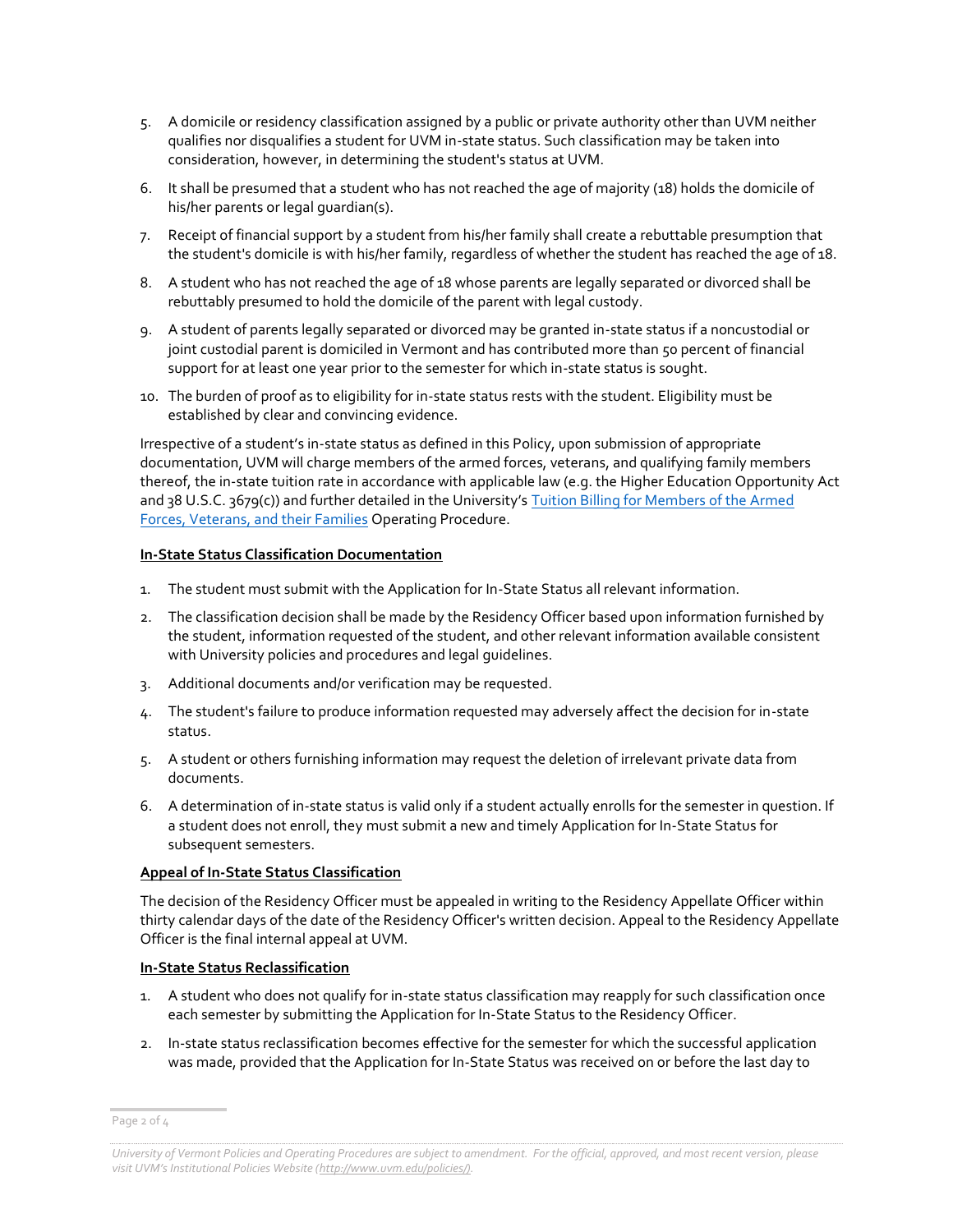5. A domicile or residency classification assigned by a public or private authority other than UVM neither qualifies nor disqualifies a student for UVM in-state status. Such classification may be taken into consideration, however, in determining the student's status at UVM.
6. It shall be presumed that a student who has not reached the age of majority (18) holds the domicile of his/her parents or legal guardian(s).
7. Receipt of financial support by a student from his/her family shall create a rebuttable presumption that the student's domicile is with his/her family, regardless of whether the student has reached the age of 18.
8. A student who has not reached the age of 18 whose parents are legally separated or divorced shall be rebuttably presumed to hold the domicile of the parent with legal custody.
9. A student of parents legally separated or divorced may be granted in-state status if a noncustodial or joint custodial parent is domiciled in Vermont and has contributed more than 50 percent of financial support for at least one year prior to the semester for which in-state status is sought.
10. The burden of proof as to eligibility for in-state status rests with the student. Eligibility must be established by clear and convincing evidence.

Irrespective of a student's in-state status as defined in this Policy, upon submission of appropriate documentation, UVM will charge members of the armed forces, veterans, and qualifying family members thereof, the in-state tuition rate in accordance with applicable law (e.g. the Higher Education Opportunity Act and 38 U.S.C. 3679(c)) and further detailed in the University's Tuition Billing for Members of the Armed Forces, Veterans, and their Families Operating Procedure.

**In-State Status Classification Documentation**

1. The student must submit with the Application for In-State Status all relevant information.
2. The classification decision shall be made by the Residency Officer based upon information furnished by the student, information requested of the student, and other relevant information available consistent with University policies and procedures and legal guidelines.
3. Additional documents and/or verification may be requested.
4. The student's failure to produce information requested may adversely affect the decision for in-state status.
5. A student or others furnishing information may request the deletion of irrelevant private data from documents.
6. A determination of in-state status is valid only if a student actually enrolls for the semester in question. If a student does not enroll, they must submit a new and timely Application for In-State Status for subsequent semesters.

**Appeal of In-State Status Classification**

The decision of the Residency Officer must be appealed in writing to the Residency Appellate Officer within thirty calendar days of the date of the Residency Officer's written decision. Appeal to the Residency Appellate Officer is the final internal appeal at UVM.

**In-State Status Reclassification**

1. A student who does not qualify for in-state status classification may reapply for such classification once each semester by submitting the Application for In-State Status to the Residency Officer.
2. In-state status reclassification becomes effective for the semester for which the successful application was made, provided that the Application for In-State Status was received on or before the last day to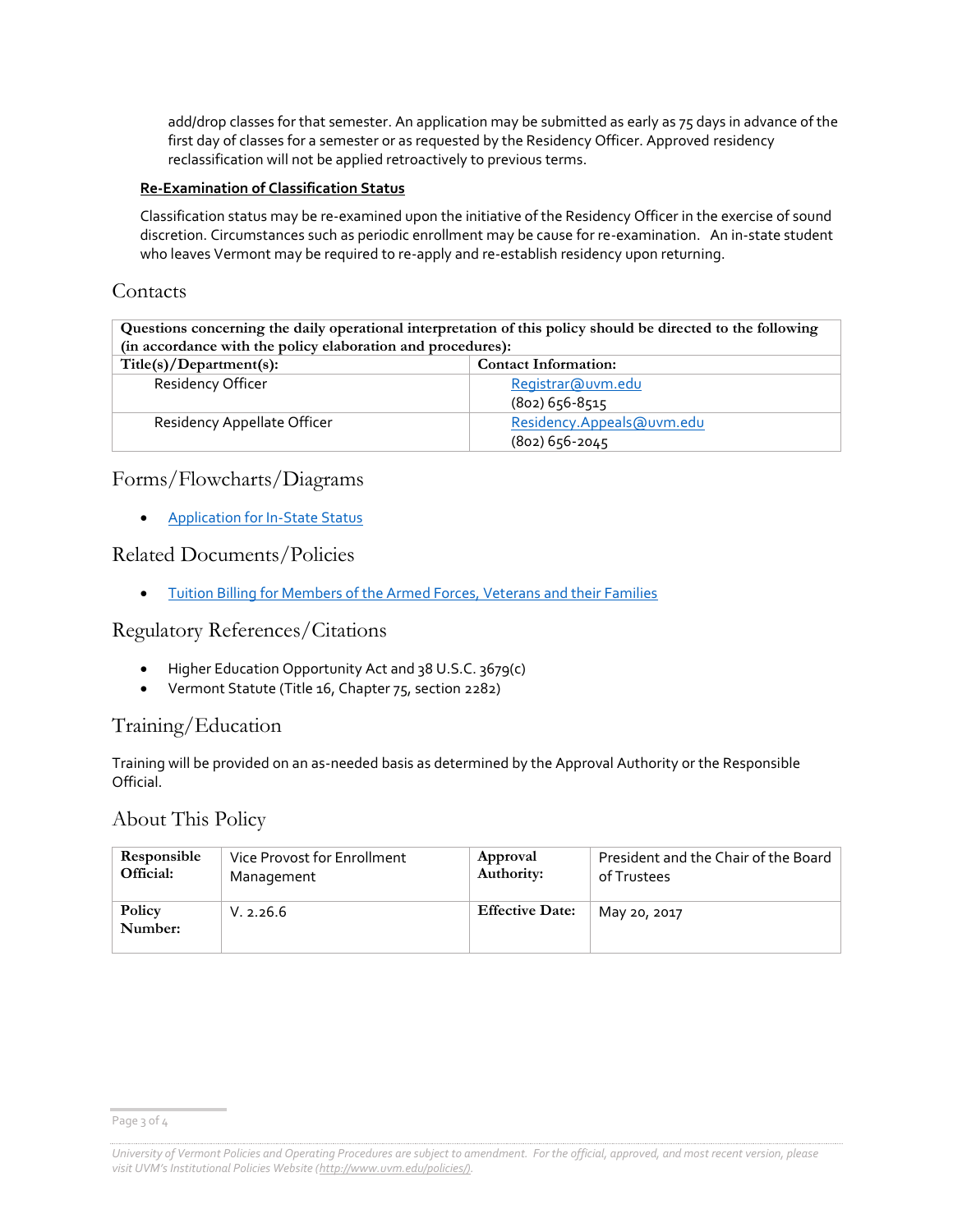add/drop classes for that semester. An application may be submitted as early as 75 days in advance of the first day of classes for a semester or as requested by the Residency Officer. Approved residency reclassification will not be applied retroactively to previous terms.

**Re-Examination of Classification Status**

Classification status may be re-examined upon the initiative of the Residency Officer in the exercise of sound discretion. Circumstances such as periodic enrollment may be cause for re-examination. An in-state student who leaves Vermont may be required to re-apply and re-establish residency upon returning.

## Contacts

| **Questions concerning the daily operational interpretation of this policy should be directed to the following (in accordance with the policy elaboration and procedures):** | |
|---|---|
| **Title(s)/Department(s):** | **Contact Information:** |
| Residency Officer | Registrar@uvm.edu<br>(802) 656-8515 |
| Residency Appellate Officer | Residency.Appeals@uvm.edu<br>(802) 656-2045 |

## Forms/Flowcharts/Diagrams

- Application for In-State Status

## Related Documents/Policies

- Tuition Billing for Members of the Armed Forces, Veterans and their Families

## Regulatory References/Citations

- Higher Education Opportunity Act and 38 U.S.C. 3679(c)
- Vermont Statute (Title 16, Chapter 75, section 2282)

## Training/Education

Training will be provided on an as-needed basis as determined by the Approval Authority or the Responsible Official.

## About This Policy

| **Responsible Official:** | Vice Provost for Enrollment Management | **Approval Authority:** | President and the Chair of the Board of Trustees |
|---|---|---|---|
| **Policy Number:** | V. 2.26.6 | **Effective Date:** | May 20, 2017 |

*University of Vermont Policies and Operating Procedures are subject to amendment. For the official, approved, and most recent version, please visit UVM's Institutional Policies Website (http://www.uvm.edu/policies/).*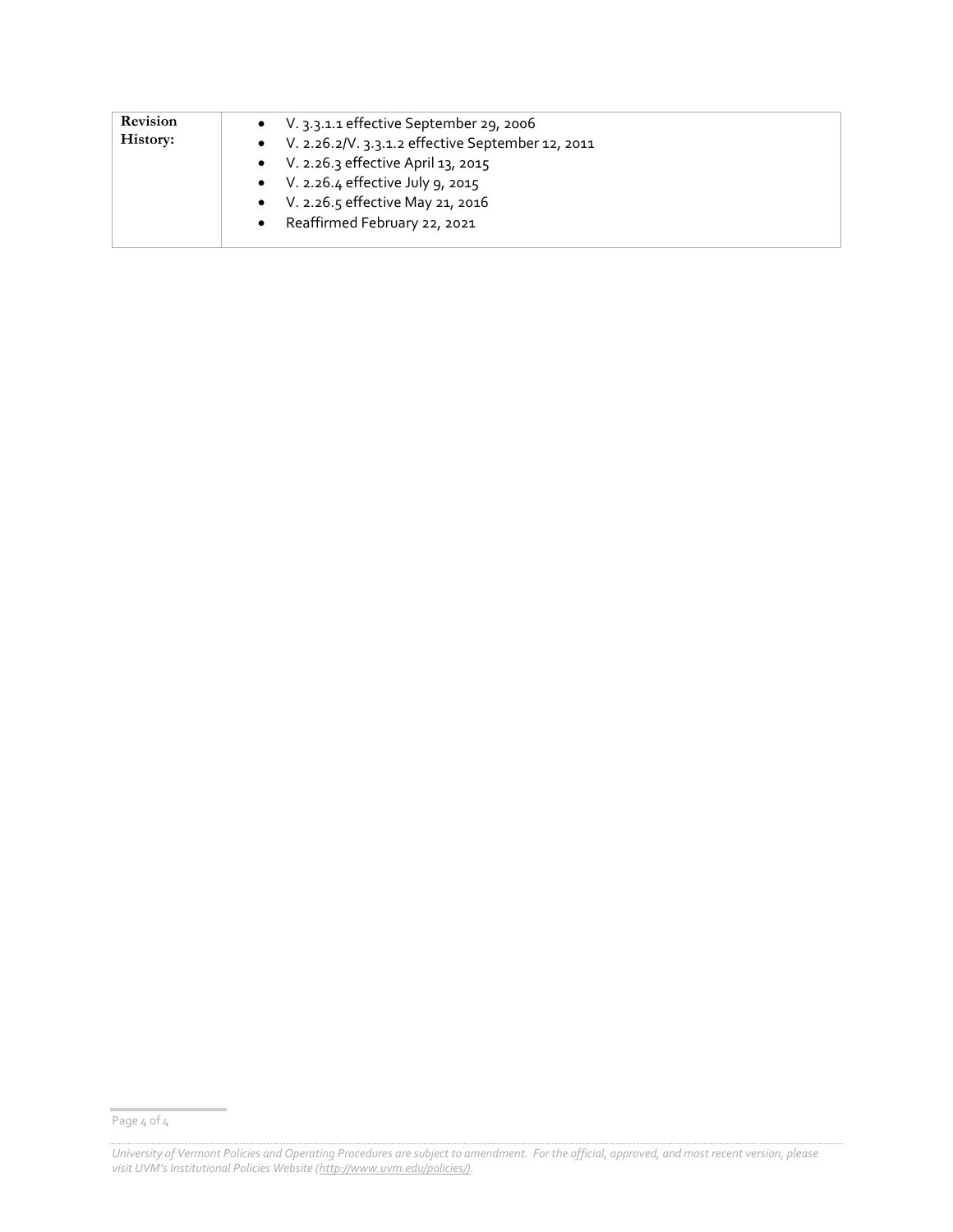| | |
|---|---|
| **Revision History:** | • V. 3.3.1.1 effective September 29, 2006<br>• V. 2.26.2/V. 3.3.1.2 effective September 12, 2011<br>• V. 2.26.3 effective April 13, 2015<br>• V. 2.26.4 effective July 9, 2015<br>• V. 2.26.5 effective May 21, 2016<br>• Reaffirmed February 22, 2021 |